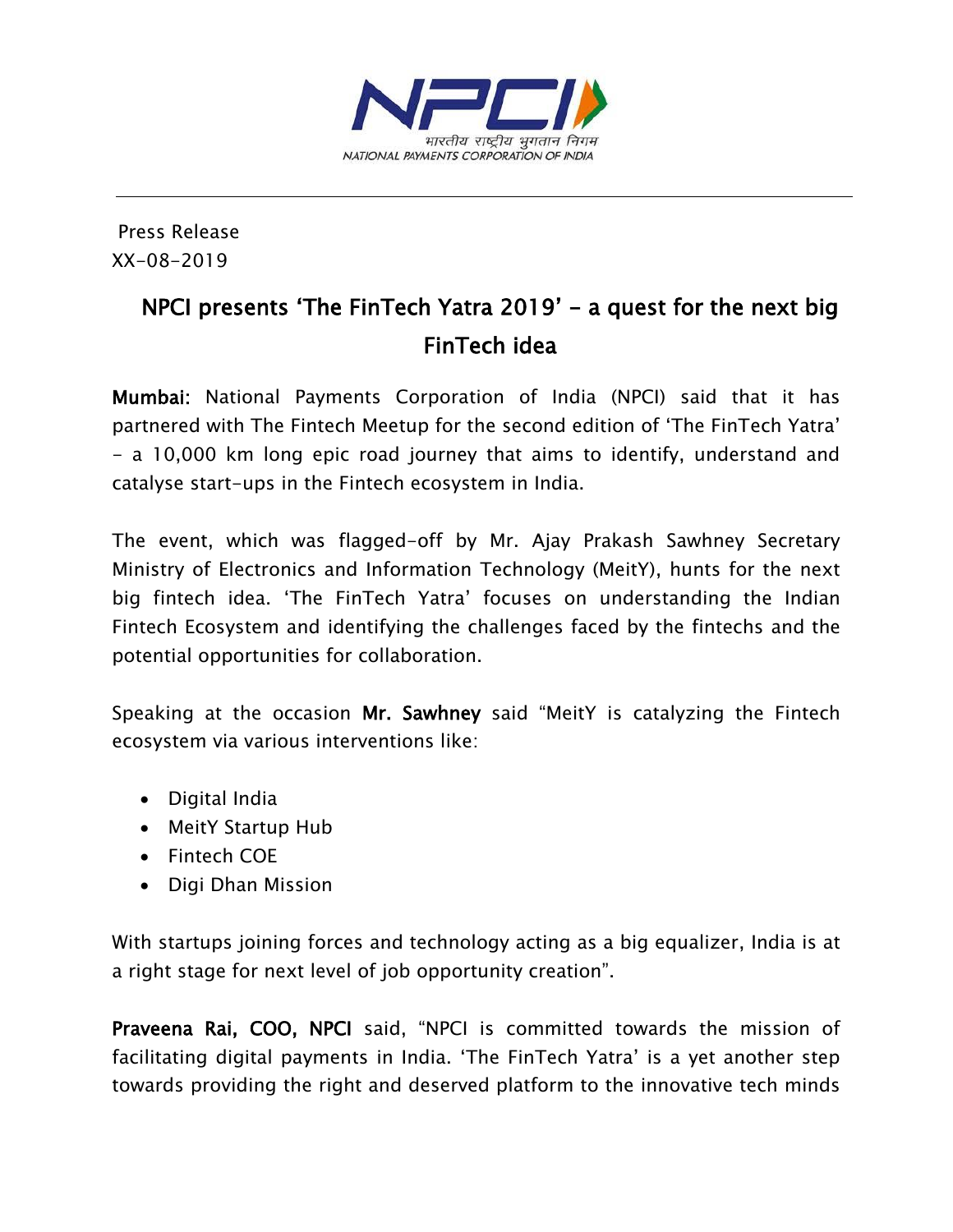Press Release
XX-08-2019

# NPCI presents 'The FinTech Yatra 2019' – a quest for the next big FinTech idea

**Mumbai:** National Payments Corporation of India (NPCI) said that it has partnered with The Fintech Meetup for the second edition of 'The FinTech Yatra' - a 10,000 km long epic road journey that aims to identify, understand and catalyse start-ups in the Fintech ecosystem in India.

The event, which was flagged-off by Mr. Ajay Prakash Sawhney Secretary Ministry of Electronics and Information Technology (MeitY), hunts for the next big fintech idea. 'The FinTech Yatra' focuses on understanding the Indian Fintech Ecosystem and identifying the challenges faced by the fintechs and the potential opportunities for collaboration.

Speaking at the occasion **Mr. Sawhney** said "MeitY is catalyzing the Fintech ecosystem via various interventions like:

- Digital India
- MeitY Startup Hub
- Fintech COE
- Digi Dhan Mission

With startups joining forces and technology acting as a big equalizer, India is at a right stage for next level of job opportunity creation".

**Praveena Rai, COO, NPCI** said, "NPCI is committed towards the mission of facilitating digital payments in India. 'The FinTech Yatra' is a yet another step towards providing the right and deserved platform to the innovative tech minds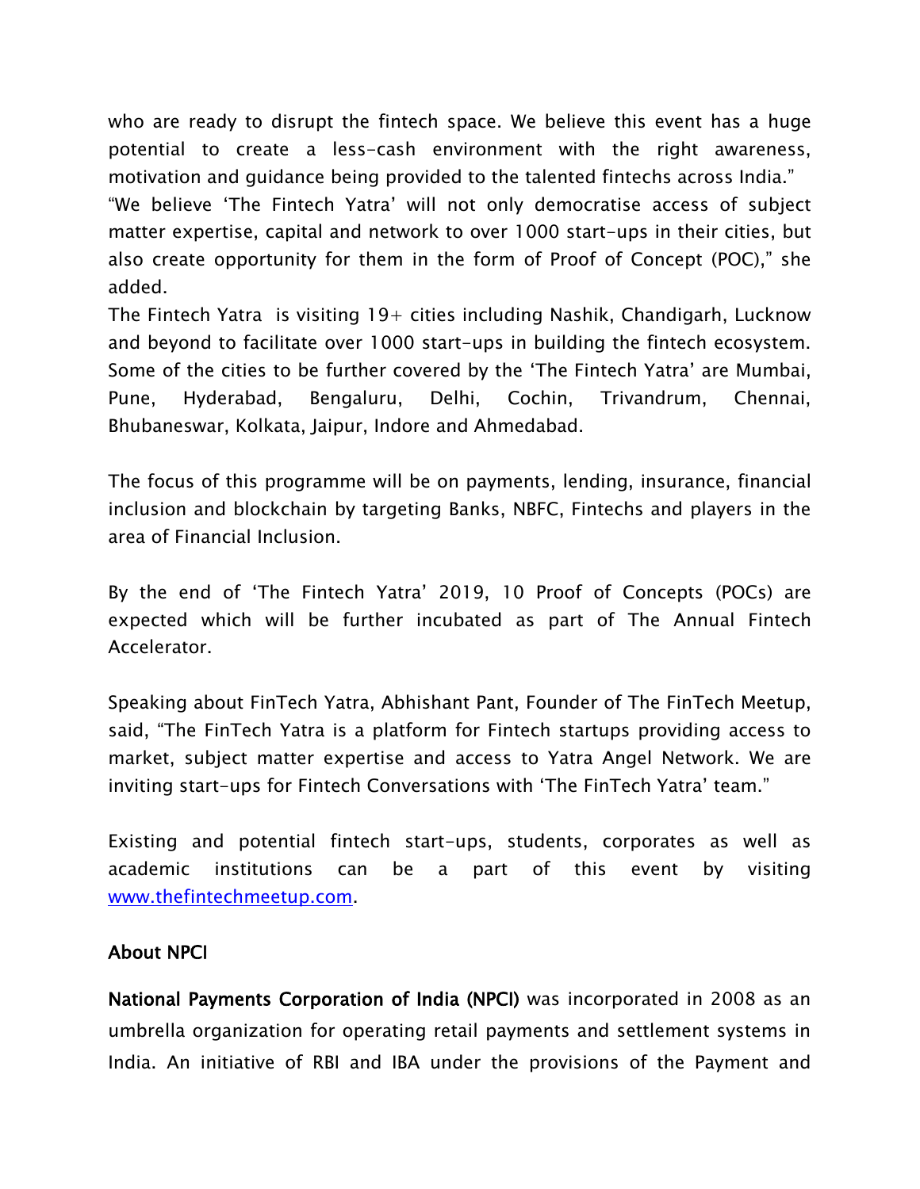who are ready to disrupt the fintech space. We believe this event has a huge potential to create a less-cash environment with the right awareness, motivation and guidance being provided to the talented fintechs across India."

"We believe 'The Fintech Yatra' will not only democratise access of subject matter expertise, capital and network to over 1000 start-ups in their cities, but also create opportunity for them in the form of Proof of Concept (POC)," she added.

The Fintech Yatra is visiting 19+ cities including Nashik, Chandigarh, Lucknow and beyond to facilitate over 1000 start-ups in building the fintech ecosystem. Some of the cities to be further covered by the 'The Fintech Yatra' are Mumbai, Pune, Hyderabad, Bengaluru, Delhi, Cochin, Trivandrum, Chennai, Bhubaneswar, Kolkata, Jaipur, Indore and Ahmedabad.

The focus of this programme will be on payments, lending, insurance, financial inclusion and blockchain by targeting Banks, NBFC, Fintechs and players in the area of Financial Inclusion.

By the end of 'The Fintech Yatra' 2019, 10 Proof of Concepts (POCs) are expected which will be further incubated as part of The Annual Fintech Accelerator.

Speaking about FinTech Yatra, Abhishant Pant, Founder of The FinTech Meetup, said, "The FinTech Yatra is a platform for Fintech startups providing access to market, subject matter expertise and access to Yatra Angel Network. We are inviting start-ups for Fintech Conversations with 'The FinTech Yatra' team."

Existing and potential fintech start-ups, students, corporates as well as academic institutions can be a part of this event by visiting [www.thefintechmeetup.com](http://www.thefintechmeetup.com).

**About NPCI**

**National Payments Corporation of India (NPCI)** was incorporated in 2008 as an umbrella organization for operating retail payments and settlement systems in India. An initiative of RBI and IBA under the provisions of the Payment and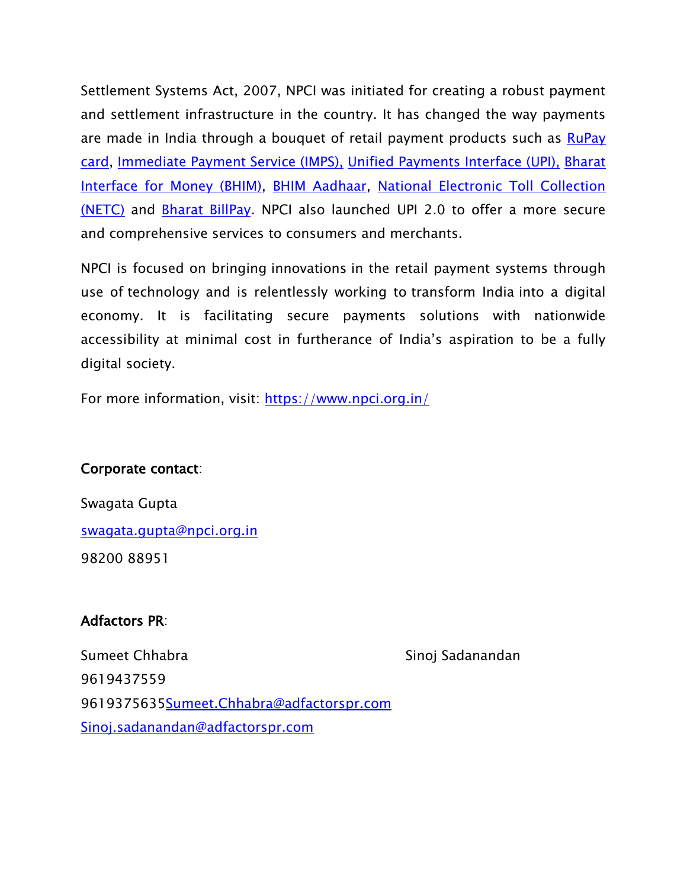Settlement Systems Act, 2007, NPCI was initiated for creating a robust payment and settlement infrastructure in the country. It has changed the way payments are made in India through a bouquet of retail payment products such as [RuPay card](), [Immediate Payment Service (IMPS),]() [Unified Payments Interface (UPI),]() [Bharat Interface for Money (BHIM)](), [BHIM Aadhaar](), [National Electronic Toll Collection (NETC)]() and [Bharat BillPay](). NPCI also launched UPI 2.0 to offer a more secure and comprehensive services to consumers and merchants.

NPCI is focused on bringing innovations in the retail payment systems through use of technology and is relentlessly working to transform India into a digital economy. It is facilitating secure payments solutions with nationwide accessibility at minimal cost in furtherance of India's aspiration to be a fully digital society.

For more information, visit: https://www.npci.org.in/

**Corporate contact**:

Swagata Gupta

swagata.gupta@npci.org.in

98200 88951

**Adfactors PR**:

Sumeet Chhabra

9619437559

Sumeet.Chhabra@adfactorspr.com

Sinoj Sadanandan

9619375635

Sinoj.sadanandan@adfactorspr.com